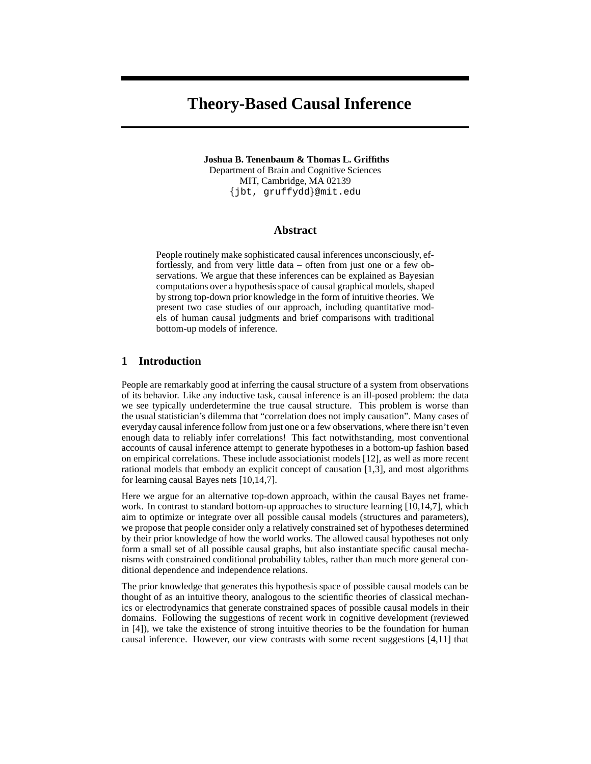# Theory-Based Causal Inference

**Joshua B. Tenenbaum & Thomas L. Griffiths**
Department of Brain and Cognitive Sciences
MIT, Cambridge, MA 02139
{jbt, gruffydd}@mit.edu

## Abstract

People routinely make sophisticated causal inferences unconsciously, effortlessly, and from very little data – often from just one or a few observations. We argue that these inferences can be explained as Bayesian computations over a hypothesis space of causal graphical models, shaped by strong top-down prior knowledge in the form of intuitive theories. We present two case studies of our approach, including quantitative models of human causal judgments and brief comparisons with traditional bottom-up models of inference.

## 1 Introduction

People are remarkably good at inferring the causal structure of a system from observations of its behavior. Like any inductive task, causal inference is an ill-posed problem: the data we see typically underdetermine the true causal structure. This problem is worse than the usual statistician's dilemma that "correlation does not imply causation". Many cases of everyday causal inference follow from just one or a few observations, where there isn't even enough data to reliably infer correlations! This fact notwithstanding, most conventional accounts of causal inference attempt to generate hypotheses in a bottom-up fashion based on empirical correlations. These include associationist models [12], as well as more recent rational models that embody an explicit concept of causation [1,3], and most algorithms for learning causal Bayes nets [10,14,7].

Here we argue for an alternative top-down approach, within the causal Bayes net framework. In contrast to standard bottom-up approaches to structure learning [10,14,7], which aim to optimize or integrate over all possible causal models (structures and parameters), we propose that people consider only a relatively constrained set of hypotheses determined by their prior knowledge of how the world works. The allowed causal hypotheses not only form a small set of all possible causal graphs, but also instantiate specific causal mechanisms with constrained conditional probability tables, rather than much more general conditional dependence and independence relations.

The prior knowledge that generates this hypothesis space of possible causal models can be thought of as an intuitive theory, analogous to the scientific theories of classical mechanics or electrodynamics that generate constrained spaces of possible causal models in their domains. Following the suggestions of recent work in cognitive development (reviewed in [4]), we take the existence of strong intuitive theories to be the foundation for human causal inference. However, our view contrasts with some recent suggestions [4,11] that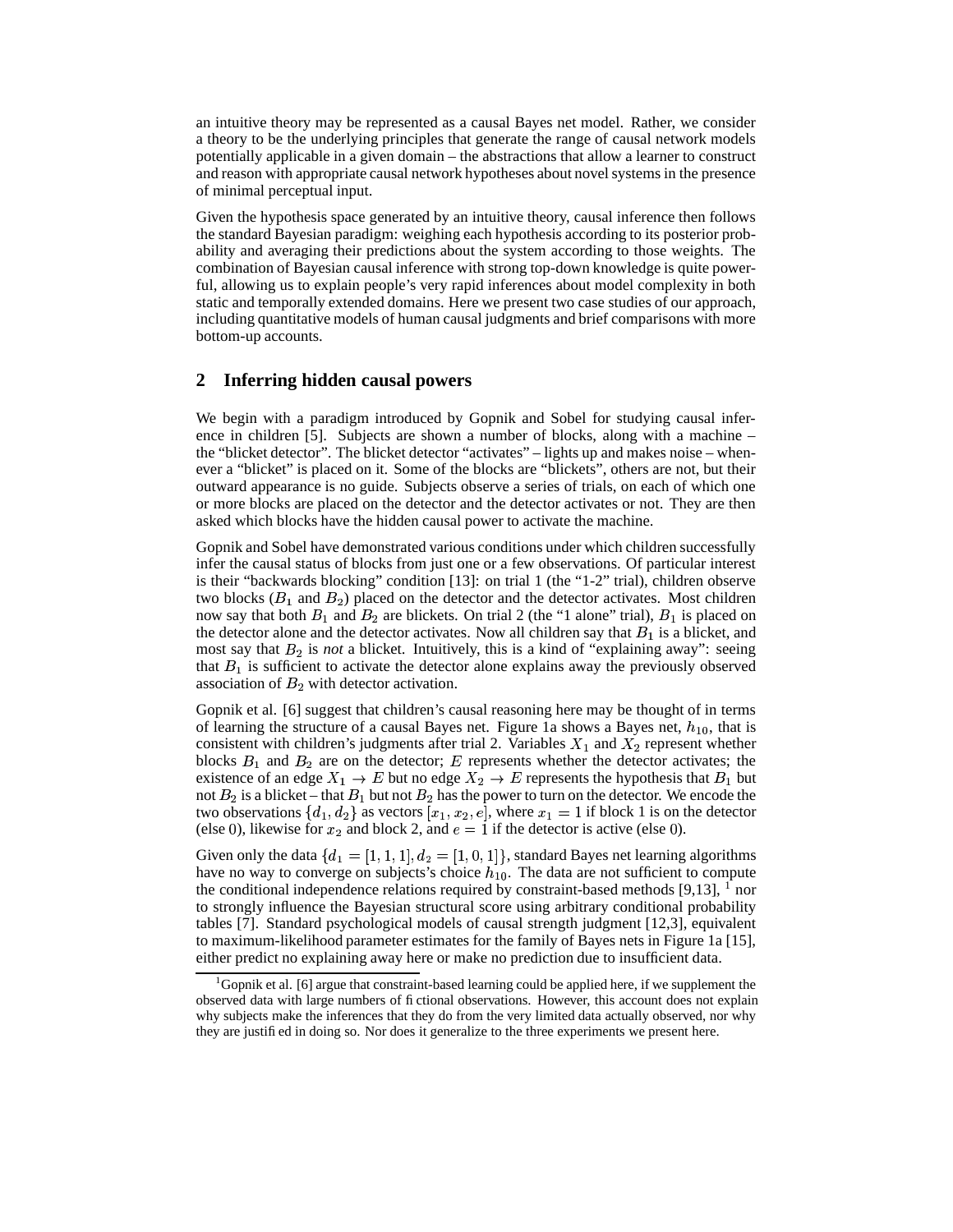an intuitive theory may be represented as a causal Bayes net model. Rather, we consider a theory to be the underlying principles that generate the range of causal network models potentially applicable in a given domain – the abstractions that allow a learner to construct and reason with appropriate causal network hypotheses about novel systems in the presence of minimal perceptual input.

Given the hypothesis space generated by an intuitive theory, causal inference then follows the standard Bayesian paradigm: weighing each hypothesis according to its posterior probability and averaging their predictions about the system according to those weights. The combination of Bayesian causal inference with strong top-down knowledge is quite powerful, allowing us to explain people's very rapid inferences about model complexity in both static and temporally extended domains. Here we present two case studies of our approach, including quantitative models of human causal judgments and brief comparisons with more bottom-up accounts.

## 2 Inferring hidden causal powers

We begin with a paradigm introduced by Gopnik and Sobel for studying causal inference in children [5]. Subjects are shown a number of blocks, along with a machine – the "blicket detector". The blicket detector "activates" – lights up and makes noise – whenever a "blicket" is placed on it. Some of the blocks are "blickets", others are not, but their outward appearance is no guide. Subjects observe a series of trials, on each of which one or more blocks are placed on the detector and the detector activates or not. They are then asked which blocks have the hidden causal power to activate the machine.

Gopnik and Sobel have demonstrated various conditions under which children successfully infer the causal status of blocks from just one or a few observations. Of particular interest is their "backwards blocking" condition [13]: on trial 1 (the "1-2" trial), children observe two blocks ($B_1$ and $B_2$) placed on the detector and the detector activates. Most children now say that both $B_1$ and $B_2$ are blickets. On trial 2 (the "1 alone" trial), $B_1$ is placed on the detector alone and the detector activates. Now all children say that $B_1$ is a blicket, and most say that $B_2$ is *not* a blicket. Intuitively, this is a kind of "explaining away": seeing that $B_1$ is sufficient to activate the detector alone explains away the previously observed association of $B_2$ with detector activation.

Gopnik et al. [6] suggest that children's causal reasoning here may be thought of in terms of learning the structure of a causal Bayes net. Figure 1a shows a Bayes net, $h_{10}$, that is consistent with children's judgments after trial 2. Variables $X_1$ and $X_2$ represent whether blocks $B_1$ and $B_2$ are on the detector; $E$ represents whether the detector activates; the existence of an edge $X_1 \rightarrow E$ but no edge $X_2 \rightarrow E$ represents the hypothesis that $B_1$ but not $B_2$ is a blicket – that $B_1$ but not $B_2$ has the power to turn on the detector. We encode the two observations $\{d_1, d_2\}$ as vectors $[x_1, x_2, e]$, where $x_1 = 1$ if block 1 is on the detector (else 0), likewise for $x_2$ and block 2, and $e = 1$ if the detector is active (else 0).

Given only the data $\{d_1 = [1, 1, 1], d_2 = [1, 0, 1]\}$, standard Bayes net learning algorithms have no way to converge on subjects's choice $h_{10}$. The data are not sufficient to compute the conditional independence relations required by constraint-based methods [9,13], [1] nor to strongly influence the Bayesian structural score using arbitrary conditional probability tables [7]. Standard psychological models of causal strength judgment [12,3], equivalent to maximum-likelihood parameter estimates for the family of Bayes nets in Figure 1a [15], either predict no explaining away here or make no prediction due to insufficient data.

[1] Gopnik et al. [6] argue that constraint-based learning could be applied here, if we supplement the observed data with large numbers of fictional observations. However, this account does not explain why subjects make the inferences that they do from the very limited data actually observed, nor why they are justified in doing so. Nor does it generalize to the three experiments we present here.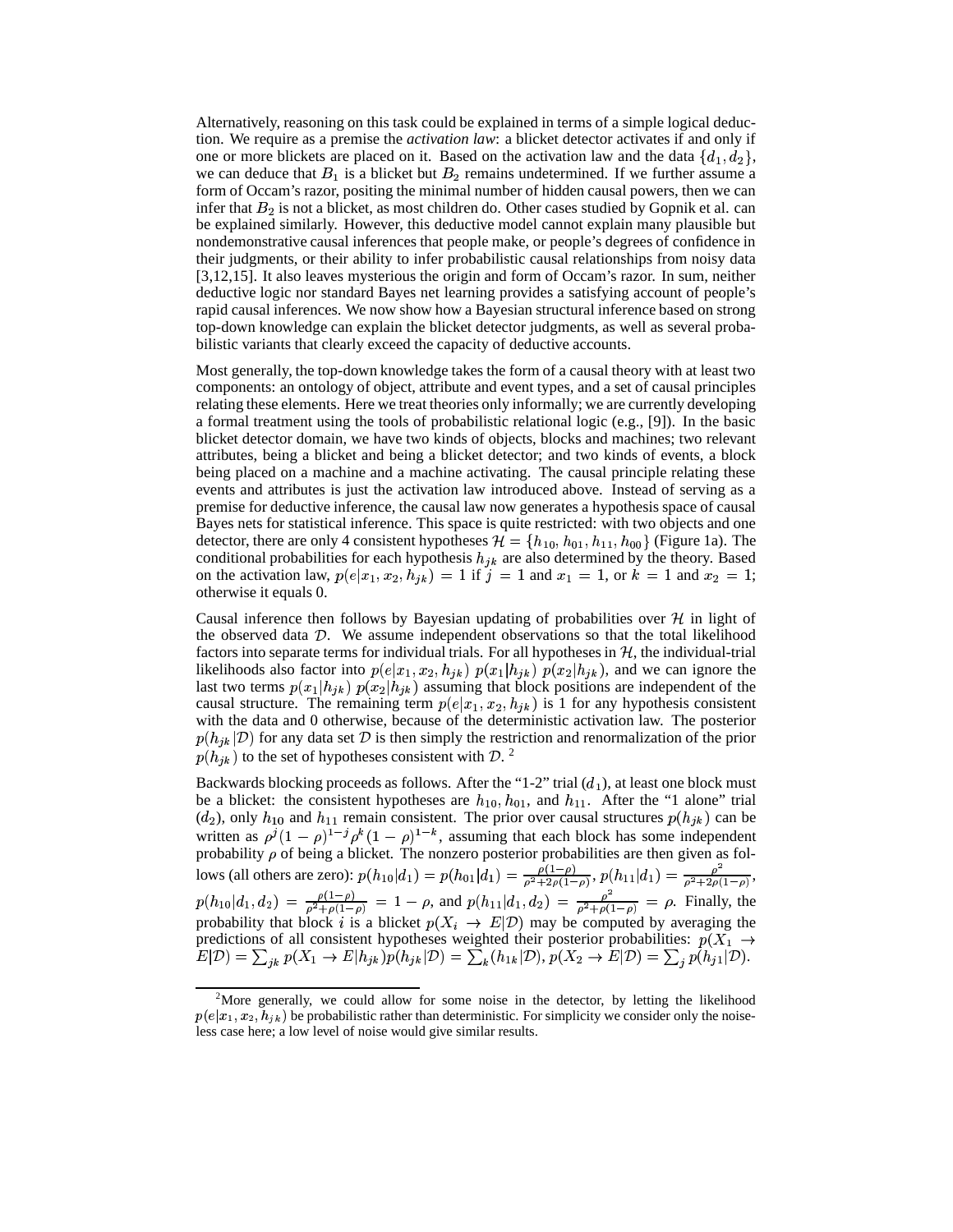Alternatively, reasoning on this task could be explained in terms of a simple logical deduction. We require as a premise the *activation law*: a blicket detector activates if and only if one or more blickets are placed on it. Based on the activation law and the data $\{d_1, d_2\}$, we can deduce that $B_1$ is a blicket but $B_2$ remains undetermined. If we further assume a form of Occam's razor, positing the minimal number of hidden causal powers, then we can infer that $B_2$ is not a blicket, as most children do. Other cases studied by Gopnik et al. can be explained similarly. However, this deductive model cannot explain many plausible but nondemonstrative causal inferences that people make, or people's degrees of confidence in their judgments, or their ability to infer probabilistic causal relationships from noisy data [3,12,15]. It also leaves mysterious the origin and form of Occam's razor. In sum, neither deductive logic nor standard Bayes net learning provides a satisfying account of people's rapid causal inferences. We now show how a Bayesian structural inference based on strong top-down knowledge can explain the blicket detector judgments, as well as several probabilistic variants that clearly exceed the capacity of deductive accounts.

Most generally, the top-down knowledge takes the form of a causal theory with at least two components: an ontology of object, attribute and event types, and a set of causal principles relating these elements. Here we treat theories only informally; we are currently developing a formal treatment using the tools of probabilistic relational logic (e.g., [9]). In the basic blicket detector domain, we have two kinds of objects, blocks and machines; two relevant attributes, being a blicket and being a blicket detector; and two kinds of events, a block being placed on a machine and a machine activating. The causal principle relating these events and attributes is just the activation law introduced above. Instead of serving as a premise for deductive inference, the causal law now generates a hypothesis space of causal Bayes nets for statistical inference. This space is quite restricted: with two objects and one detector, there are only 4 consistent hypotheses $\mathcal{H} = \{h_{10}, h_{01}, h_{11}, h_{00}\}$ (Figure 1a). The conditional probabilities for each hypothesis $h_{jk}$ are also determined by the theory. Based on the activation law, $p(e|x_1, x_2, h_{jk}) = 1$ if $j = 1$ and $x_1 = 1$, or $k = 1$ and $x_2 = 1$; otherwise it equals 0.

Causal inference then follows by Bayesian updating of probabilities over $\mathcal{H}$ in light of the observed data $\mathcal{D}$. We assume independent observations so that the total likelihood factors into separate terms for individual trials. For all hypotheses in $\mathcal{H}$, the individual-trial likelihoods also factor into $p(e|x_1, x_2, h_{jk})\ p(x_1|h_{jk})\ p(x_2|h_{jk})$, and we can ignore the last two terms $p(x_1|h_{jk})\ p(x_2|h_{jk})$ assuming that block positions are independent of the causal structure. The remaining term $p(e|x_1, x_2, h_{jk})$ is 1 for any hypothesis consistent with the data and 0 otherwise, because of the deterministic activation law. The posterior $p(h_{jk}|\mathcal{D})$ for any data set $\mathcal{D}$ is then simply the restriction and renormalization of the prior $p(h_{jk})$ to the set of hypotheses consistent with $\mathcal{D}$. [2]

Backwards blocking proceeds as follows. After the "1-2" trial ($d_1$), at least one block must be a blicket: the consistent hypotheses are $h_{10}, h_{01}$, and $h_{11}$. After the "1 alone" trial ($d_2$), only $h_{10}$ and $h_{11}$ remain consistent. The prior over causal structures $p(h_{jk})$ can be written as $\rho^j(1-\rho)^{1-j}\rho^k(1-\rho)^{1-k}$, assuming that each block has some independent probability $\rho$ of being a blicket. The nonzero posterior probabilities are then given as follows (all others are zero): $p(h_{10}|d_1) = p(h_{01}|d_1) = \frac{\rho(1-\rho)}{\rho^2+2\rho(1-\rho)}$, $p(h_{11}|d_1) = \frac{\rho^2}{\rho^2+2\rho(1-\rho)}$, $p(h_{10}|d_1, d_2) = \frac{\rho(1-\rho)}{\rho^2+\rho(1-\rho)} = 1 - \rho$, and $p(h_{11}|d_1, d_2) = \frac{\rho^2}{\rho^2+\rho(1-\rho)} = \rho$. Finally, the probability that block $i$ is a blicket $p(X_i \rightarrow E|\mathcal{D})$ may be computed by averaging the predictions of all consistent hypotheses weighted their posterior probabilities: $p(X_1 \rightarrow E|\mathcal{D}) = \sum_{jk} p(X_1 \rightarrow E|h_{jk}) p(h_{jk}|\mathcal{D}) = \sum_k (h_{1k}|\mathcal{D})$, $p(X_2 \rightarrow E|\mathcal{D}) = \sum_j p(h_{j1}|\mathcal{D})$.

[2] More generally, we could allow for some noise in the detector, by letting the likelihood $p(e|x_1, x_2, h_{jk})$ be probabilistic rather than deterministic. For simplicity we consider only the noiseless case here; a low level of noise would give similar results.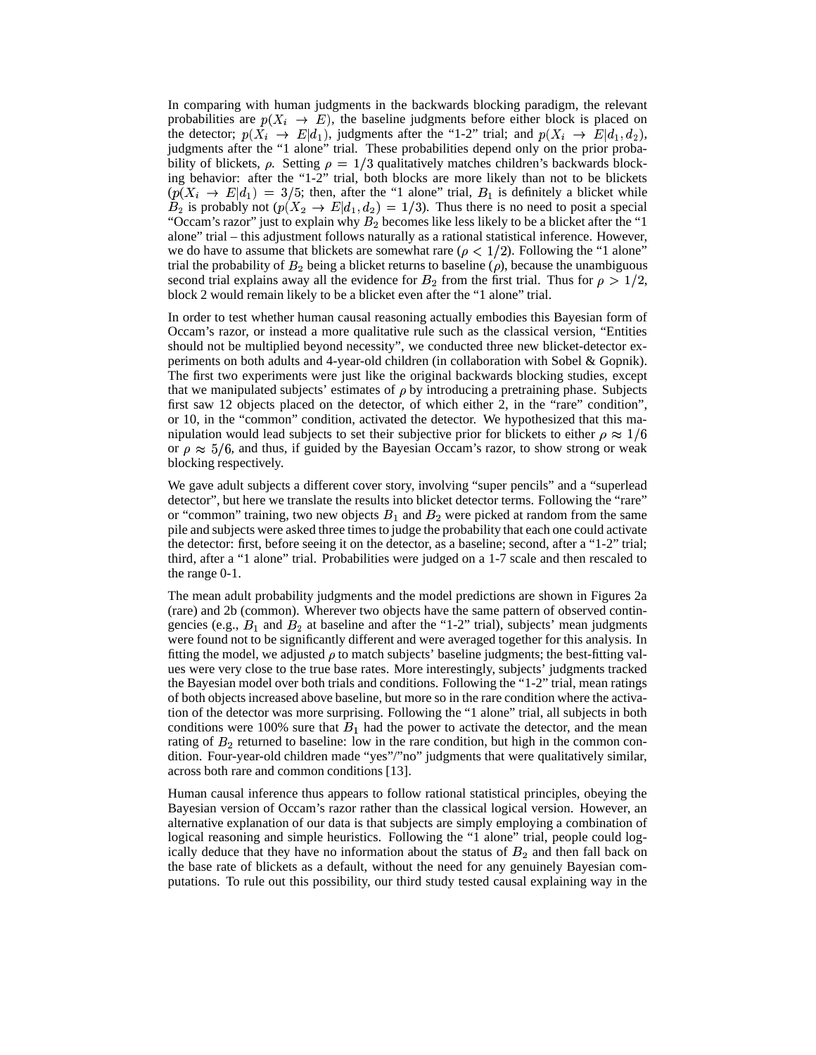In comparing with human judgments in the backwards blocking paradigm, the relevant probabilities are $p(X_i \to E)$, the baseline judgments before either block is placed on the detector; $p(X_i \to E|d_1)$, judgments after the "1-2" trial; and $p(X_i \to E|d_1, d_2)$, judgments after the "1 alone" trial. These probabilities depend only on the prior probability of blickets, $\rho$. Setting $\rho = 1/3$ qualitatively matches children's backwards blocking behavior: after the "1-2" trial, both blocks are more likely than not to be blickets ($p(X_i \to E|d_1) = 3/5$; then, after the "1 alone" trial, $B_1$ is definitely a blicket while $B_2$ is probably not ($p(X_2 \to E|d_1, d_2) = 1/3$). Thus there is no need to posit a special "Occam's razor" just to explain why $B_2$ becomes like less likely to be a blicket after the "1 alone" trial – this adjustment follows naturally as a rational statistical inference. However, we do have to assume that blickets are somewhat rare ($\rho < 1/2$). Following the "1 alone" trial the probability of $B_2$ being a blicket returns to baseline ($\rho$), because the unambiguous second trial explains away all the evidence for $B_2$ from the first trial. Thus for $\rho > 1/2$, block 2 would remain likely to be a blicket even after the "1 alone" trial.

In order to test whether human causal reasoning actually embodies this Bayesian form of Occam's razor, or instead a more qualitative rule such as the classical version, "Entities should not be multiplied beyond necessity", we conducted three new blicket-detector experiments on both adults and 4-year-old children (in collaboration with Sobel & Gopnik). The first two experiments were just like the original backwards blocking studies, except that we manipulated subjects' estimates of $\rho$ by introducing a pretraining phase. Subjects first saw 12 objects placed on the detector, of which either 2, in the "rare" condition", or 10, in the "common" condition, activated the detector. We hypothesized that this manipulation would lead subjects to set their subjective prior for blickets to either $\rho \approx 1/6$ or $\rho \approx 5/6$, and thus, if guided by the Bayesian Occam's razor, to show strong or weak blocking respectively.

We gave adult subjects a different cover story, involving "super pencils" and a "superlead detector", but here we translate the results into blicket detector terms. Following the "rare" or "common" training, two new objects $B_1$ and $B_2$ were picked at random from the same pile and subjects were asked three times to judge the probability that each one could activate the detector: first, before seeing it on the detector, as a baseline; second, after a "1-2" trial; third, after a "1 alone" trial. Probabilities were judged on a 1-7 scale and then rescaled to the range 0-1.

The mean adult probability judgments and the model predictions are shown in Figures 2a (rare) and 2b (common). Wherever two objects have the same pattern of observed contingencies (e.g., $B_1$ and $B_2$ at baseline and after the "1-2" trial), subjects' mean judgments were found not to be significantly different and were averaged together for this analysis. In fitting the model, we adjusted $\rho$ to match subjects' baseline judgments; the best-fitting values were very close to the true base rates. More interestingly, subjects' judgments tracked the Bayesian model over both trials and conditions. Following the "1-2" trial, mean ratings of both objects increased above baseline, but more so in the rare condition where the activation of the detector was more surprising. Following the "1 alone" trial, all subjects in both conditions were 100% sure that $B_1$ had the power to activate the detector, and the mean rating of $B_2$ returned to baseline: low in the rare condition, but high in the common condition. Four-year-old children made "yes"/"no" judgments that were qualitatively similar, across both rare and common conditions [13].

Human causal inference thus appears to follow rational statistical principles, obeying the Bayesian version of Occam's razor rather than the classical logical version. However, an alternative explanation of our data is that subjects are simply employing a combination of logical reasoning and simple heuristics. Following the "1 alone" trial, people could logically deduce that they have no information about the status of $B_2$ and then fall back on the base rate of blickets as a default, without the need for any genuinely Bayesian computations. To rule out this possibility, our third study tested causal explaining way in the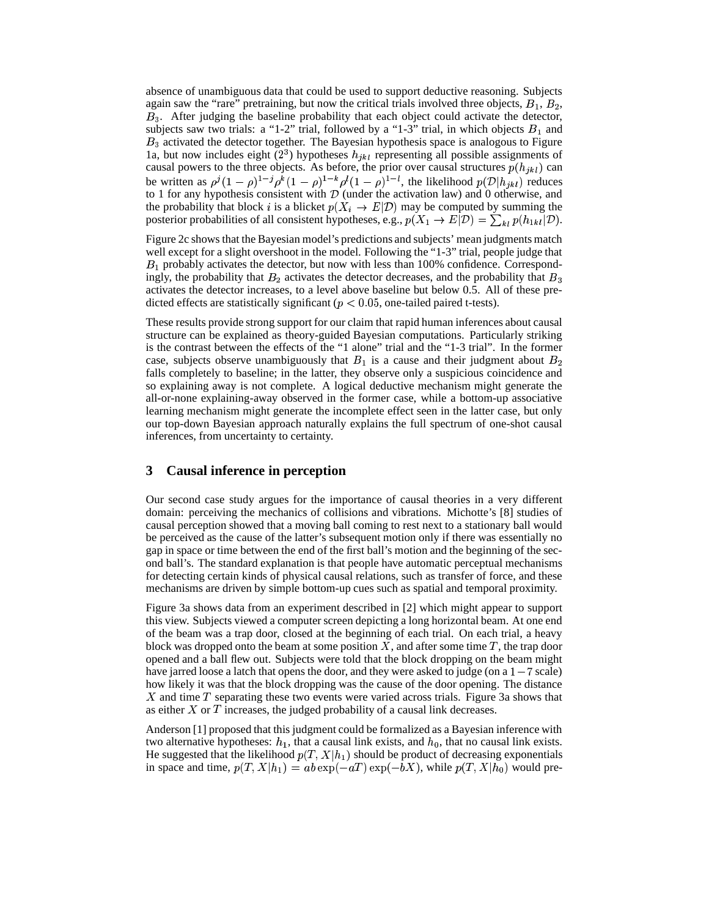absence of unambiguous data that could be used to support deductive reasoning. Subjects again saw the "rare" pretraining, but now the critical trials involved three objects, $B_1$, $B_2$, $B_3$. After judging the baseline probability that each object could activate the detector, subjects saw two trials: a "1-2" trial, followed by a "1-3" trial, in which objects $B_1$ and $B_3$ activated the detector together. The Bayesian hypothesis space is analogous to Figure 1a, but now includes eight ($2^3$) hypotheses $h_{jkl}$ representing all possible assignments of causal powers to the three objects. As before, the prior over causal structures $p(h_{jkl})$ can be written as $\rho^j(1-\rho)^{1-j}\rho^k(1-\rho)^{1-k}\rho^l(1-\rho)^{1-l}$, the likelihood $p(\mathcal{D}|h_{jkl})$ reduces to 1 for any hypothesis consistent with $\mathcal{D}$ (under the activation law) and 0 otherwise, and the probability that block $i$ is a blicket $p(X_i \to E|\mathcal{D})$ may be computed by summing the posterior probabilities of all consistent hypotheses, e.g., $p(X_1 \to E|\mathcal{D}) = \sum_{kl} p(h_{1kl}|\mathcal{D})$.

Figure 2c shows that the Bayesian model's predictions and subjects' mean judgments match well except for a slight overshoot in the model. Following the "1-3" trial, people judge that $B_1$ probably activates the detector, but now with less than 100% confidence. Correspondingly, the probability that $B_2$ activates the detector decreases, and the probability that $B_3$ activates the detector increases, to a level above baseline but below 0.5. All of these predicted effects are statistically significant ($p < 0.05$, one-tailed paired t-tests).

These results provide strong support for our claim that rapid human inferences about causal structure can be explained as theory-guided Bayesian computations. Particularly striking is the contrast between the effects of the "1 alone" trial and the "1-3 trial". In the former case, subjects observe unambiguously that $B_1$ is a cause and their judgment about $B_2$ falls completely to baseline; in the latter, they observe only a suspicious coincidence and so explaining away is not complete. A logical deductive mechanism might generate the all-or-none explaining-away observed in the former case, while a bottom-up associative learning mechanism might generate the incomplete effect seen in the latter case, but only our top-down Bayesian approach naturally explains the full spectrum of one-shot causal inferences, from uncertainty to certainty.

## 3 Causal inference in perception

Our second case study argues for the importance of causal theories in a very different domain: perceiving the mechanics of collisions and vibrations. Michotte's [8] studies of causal perception showed that a moving ball coming to rest next to a stationary ball would be perceived as the cause of the latter's subsequent motion only if there was essentially no gap in space or time between the end of the first ball's motion and the beginning of the second ball's. The standard explanation is that people have automatic perceptual mechanisms for detecting certain kinds of physical causal relations, such as transfer of force, and these mechanisms are driven by simple bottom-up cues such as spatial and temporal proximity.

Figure 3a shows data from an experiment described in [2] which might appear to support this view. Subjects viewed a computer screen depicting a long horizontal beam. At one end of the beam was a trap door, closed at the beginning of each trial. On each trial, a heavy block was dropped onto the beam at some position $X$, and after some time $T$, the trap door opened and a ball flew out. Subjects were told that the block dropping on the beam might have jarred loose a latch that opens the door, and they were asked to judge (on a $1-7$ scale) how likely it was that the block dropping was the cause of the door opening. The distance $X$ and time $T$ separating these two events were varied across trials. Figure 3a shows that as either $X$ or $T$ increases, the judged probability of a causal link decreases.

Anderson [1] proposed that this judgment could be formalized as a Bayesian inference with two alternative hypotheses: $h_1$, that a causal link exists, and $h_0$, that no causal link exists. He suggested that the likelihood $p(T, X|h_1)$ should be product of decreasing exponentials in space and time, $p(T, X|h_1) = ab\exp(-aT)\exp(-bX)$, while $p(T, X|h_0)$ would pre-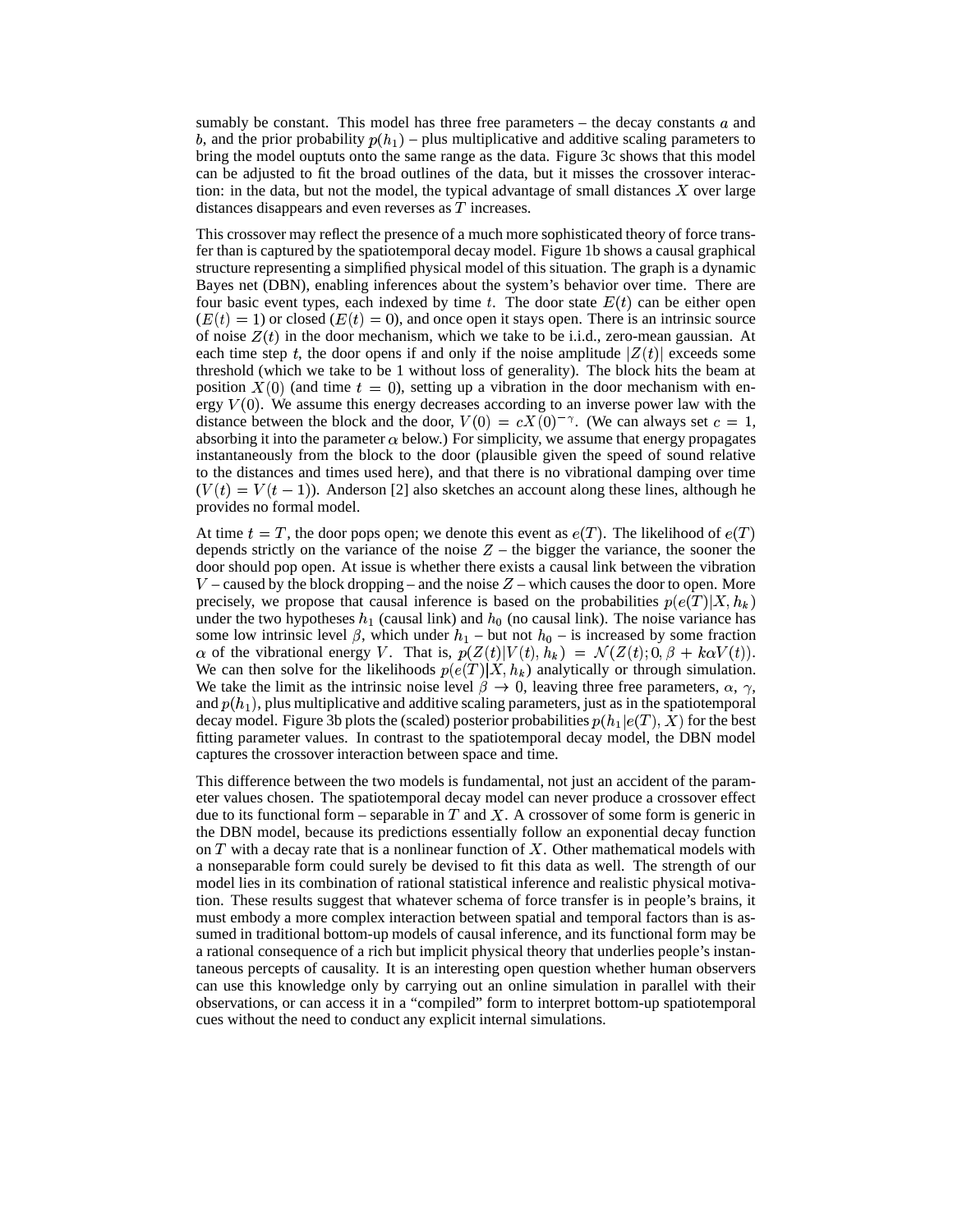sumably be constant. This model has three free parameters – the decay constants $a$ and $b$, and the prior probability $p(h_1)$ – plus multiplicative and additive scaling parameters to bring the model ouptuts onto the same range as the data. Figure 3c shows that this model can be adjusted to fit the broad outlines of the data, but it misses the crossover interaction: in the data, but not the model, the typical advantage of small distances $X$ over large distances disappears and even reverses as $T$ increases.

This crossover may reflect the presence of a much more sophisticated theory of force transfer than is captured by the spatiotemporal decay model. Figure 1b shows a causal graphical structure representing a simplified physical model of this situation. The graph is a dynamic Bayes net (DBN), enabling inferences about the system's behavior over time. There are four basic event types, each indexed by time $t$. The door state $E(t)$ can be either open ($E(t) = 1$) or closed ($E(t) = 0$), and once open it stays open. There is an intrinsic source of noise $Z(t)$ in the door mechanism, which we take to be i.i.d., zero-mean gaussian. At each time step $t$, the door opens if and only if the noise amplitude $|Z(t)|$ exceeds some threshold (which we take to be 1 without loss of generality). The block hits the beam at position $X(0)$ (and time $t = 0$), setting up a vibration in the door mechanism with energy $V(0)$. We assume this energy decreases according to an inverse power law with the distance between the block and the door, $V(0) = cX(0)^{-\gamma}$. (We can always set $c = 1$, absorbing it into the parameter $\alpha$ below.) For simplicity, we assume that energy propagates instantaneously from the block to the door (plausible given the speed of sound relative to the distances and times used here), and that there is no vibrational damping over time ($V(t) = V(t-1)$). Anderson [2] also sketches an account along these lines, although he provides no formal model.

At time $t = T$, the door pops open; we denote this event as $e(T)$. The likelihood of $e(T)$ depends strictly on the variance of the noise $Z$ – the bigger the variance, the sooner the door should pop open. At issue is whether there exists a causal link between the vibration $V$ – caused by the block dropping – and the noise $Z$ – which causes the door to open. More precisely, we propose that causal inference is based on the probabilities $p(e(T)|X, h_k)$ under the two hypotheses $h_1$ (causal link) and $h_0$ (no causal link). The noise variance has some low intrinsic level $\beta$, which under $h_1$ – but not $h_0$ – is increased by some fraction $\alpha$ of the vibrational energy $V$. That is, $p(Z(t)|V(t), h_k) = \mathcal{N}(Z(t); 0, \beta + k\alpha V(t))$. We can then solve for the likelihoods $p(e(T)|X, h_k)$ analytically or through simulation. We take the limit as the intrinsic noise level $\beta \to 0$, leaving three free parameters, $\alpha$, $\gamma$, and $p(h_1)$, plus multiplicative and additive scaling parameters, just as in the spatiotemporal decay model. Figure 3b plots the (scaled) posterior probabilities $p(h_1|e(T), X)$ for the best fitting parameter values. In contrast to the spatiotemporal decay model, the DBN model captures the crossover interaction between space and time.

This difference between the two models is fundamental, not just an accident of the parameter values chosen. The spatiotemporal decay model can never produce a crossover effect due to its functional form – separable in $T$ and $X$. A crossover of some form is generic in the DBN model, because its predictions essentially follow an exponential decay function on $T$ with a decay rate that is a nonlinear function of $X$. Other mathematical models with a nonseparable form could surely be devised to fit this data as well. The strength of our model lies in its combination of rational statistical inference and realistic physical motivation. These results suggest that whatever schema of force transfer is in people's brains, it must embody a more complex interaction between spatial and temporal factors than is assumed in traditional bottom-up models of causal inference, and its functional form may be a rational consequence of a rich but implicit physical theory that underlies people's instantaneous percepts of causality. It is an interesting open question whether human observers can use this knowledge only by carrying out an online simulation in parallel with their observations, or can access it in a "compiled" form to interpret bottom-up spatiotemporal cues without the need to conduct any explicit internal simulations.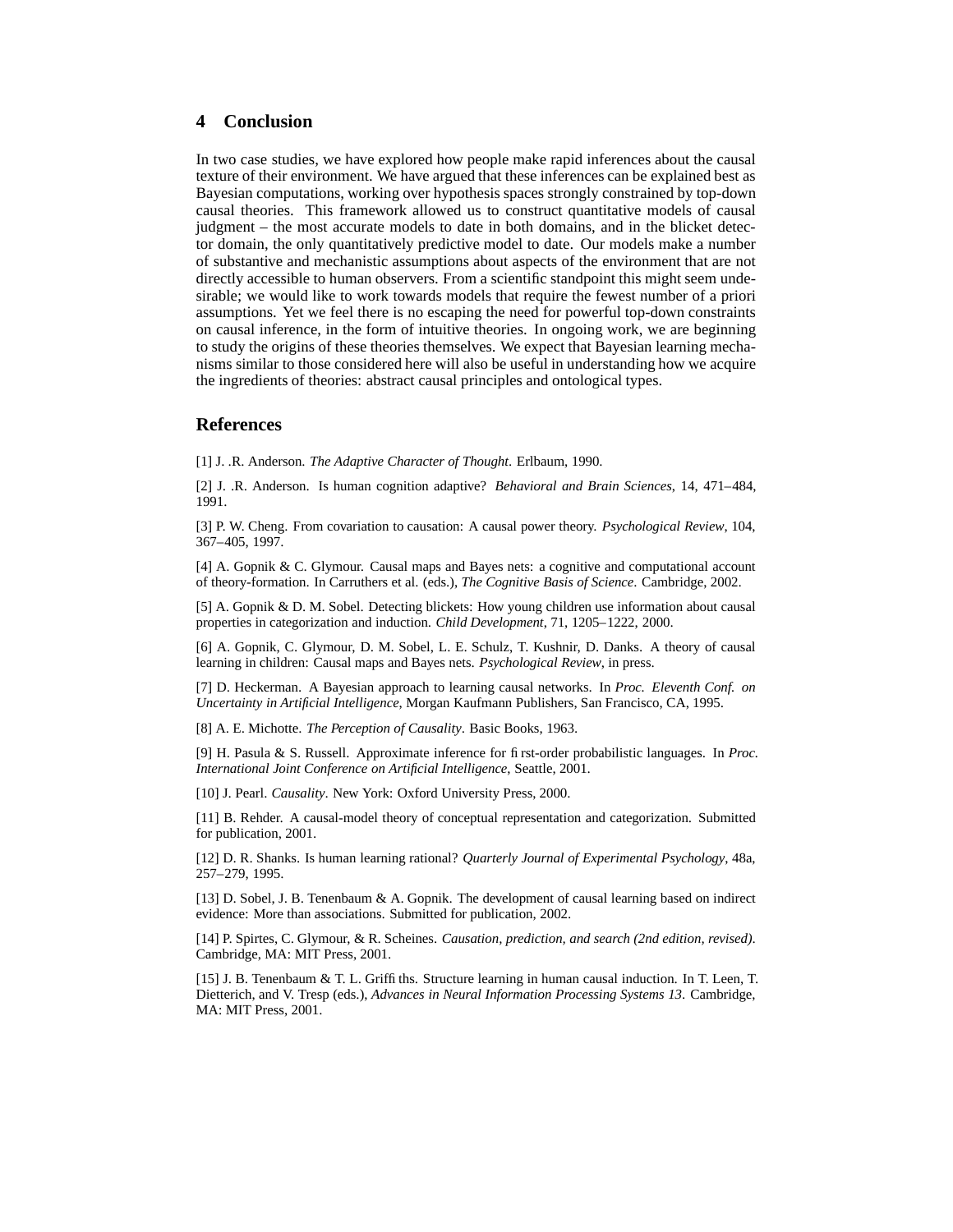## 4 Conclusion

In two case studies, we have explored how people make rapid inferences about the causal texture of their environment. We have argued that these inferences can be explained best as Bayesian computations, working over hypothesis spaces strongly constrained by top-down causal theories. This framework allowed us to construct quantitative models of causal judgment – the most accurate models to date in both domains, and in the blicket detector domain, the only quantitatively predictive model to date. Our models make a number of substantive and mechanistic assumptions about aspects of the environment that are not directly accessible to human observers. From a scientific standpoint this might seem undesirable; we would like to work towards models that require the fewest number of a priori assumptions. Yet we feel there is no escaping the need for powerful top-down constraints on causal inference, in the form of intuitive theories. In ongoing work, we are beginning to study the origins of these theories themselves. We expect that Bayesian learning mechanisms similar to those considered here will also be useful in understanding how we acquire the ingredients of theories: abstract causal principles and ontological types.

## References

[1] J. .R. Anderson. *The Adaptive Character of Thought*. Erlbaum, 1990.

[2] J. .R. Anderson. Is human cognition adaptive? *Behavioral and Brain Sciences*, 14, 471–484, 1991.

[3] P. W. Cheng. From covariation to causation: A causal power theory. *Psychological Review*, 104, 367–405, 1997.

[4] A. Gopnik & C. Glymour. Causal maps and Bayes nets: a cognitive and computational account of theory-formation. In Carruthers et al. (eds.), *The Cognitive Basis of Science*. Cambridge, 2002.

[5] A. Gopnik & D. M. Sobel. Detecting blickets: How young children use information about causal properties in categorization and induction. *Child Development*, 71, 1205–1222, 2000.

[6] A. Gopnik, C. Glymour, D. M. Sobel, L. E. Schulz, T. Kushnir, D. Danks. A theory of causal learning in children: Causal maps and Bayes nets. *Psychological Review*, in press.

[7] D. Heckerman. A Bayesian approach to learning causal networks. In *Proc. Eleventh Conf. on Uncertainty in Artificial Intelligence*, Morgan Kaufmann Publishers, San Francisco, CA, 1995.

[8] A. E. Michotte. *The Perception of Causality*. Basic Books, 1963.

[9] H. Pasula & S. Russell. Approximate inference for first-order probabilistic languages. In *Proc. International Joint Conference on Artificial Intelligence*, Seattle, 2001.

[10] J. Pearl. *Causality*. New York: Oxford University Press, 2000.

[11] B. Rehder. A causal-model theory of conceptual representation and categorization. Submitted for publication, 2001.

[12] D. R. Shanks. Is human learning rational? *Quarterly Journal of Experimental Psychology*, 48a, 257–279, 1995.

[13] D. Sobel, J. B. Tenenbaum & A. Gopnik. The development of causal learning based on indirect evidence: More than associations. Submitted for publication, 2002.

[14] P. Spirtes, C. Glymour, & R. Scheines. *Causation, prediction, and search (2nd edition, revised)*. Cambridge, MA: MIT Press, 2001.

[15] J. B. Tenenbaum & T. L. Griffiths. Structure learning in human causal induction. In T. Leen, T. Dietterich, and V. Tresp (eds.), *Advances in Neural Information Processing Systems 13*. Cambridge, MA: MIT Press, 2001.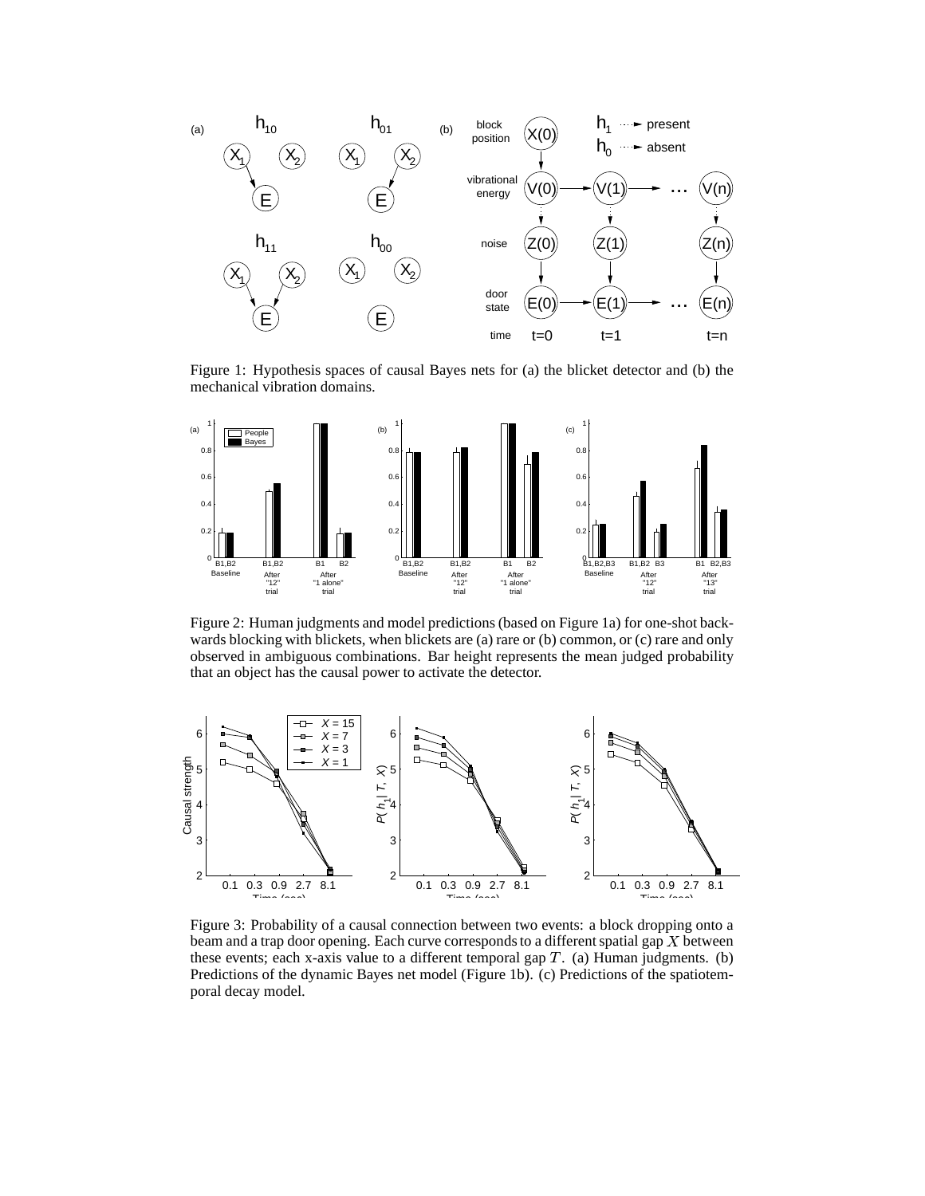(a)

$h_{10}$ $h_{01}$ $h_{11}$ $h_{00}$

$X_1$ $X_2$ E

(b)

block position X(0) $h_1$ present $h_0$ absent

vibrational energy V(0) V(1) ... V(n)

noise Z(0) Z(1) Z(n)

door state E(0) E(1) ... E(n)

time t=0 t=1 t=n

Figure 1: Hypothesis spaces of causal Bayes nets for (a) the blicket detector and (b) the mechanical vibration domains.

(a) People Bayes

B1,B2 Baseline; B1,B2 After "12" trial; B1 B2 After "1 alone" trial

(b)

B1,B2 Baseline; B1,B2 After "12" trial; B1 B2 After "1 alone" trial

(c)

B1,B2,B3 Baseline; B1,B2 B3 After "12" trial; B1 B2,B3 After "13" trial

Figure 2: Human judgments and model predictions (based on Figure 1a) for one-shot backwards blocking with blickets, when blickets are (a) rare or (b) common, or (c) rare and only observed in ambiguous combinations. Bar height represents the mean judged probability that an object has the causal power to activate the detector.

$X$ = 15, $X$ = 7, $X$ = 3, $X$ = 1

Causal strength; $P(h_1 | T, X)$; $P(h_1 | T, X)$

0.1 0.3 0.9 2.7 8.1

Time (sec)

Figure 3: Probability of a causal connection between two events: a block dropping onto a beam and a trap door opening. Each curve corresponds to a different spatial gap $X$ between these events; each x-axis value to a different temporal gap $T$. (a) Human judgments. (b) Predictions of the dynamic Bayes net model (Figure 1b). (c) Predictions of the spatiotemporal decay model.